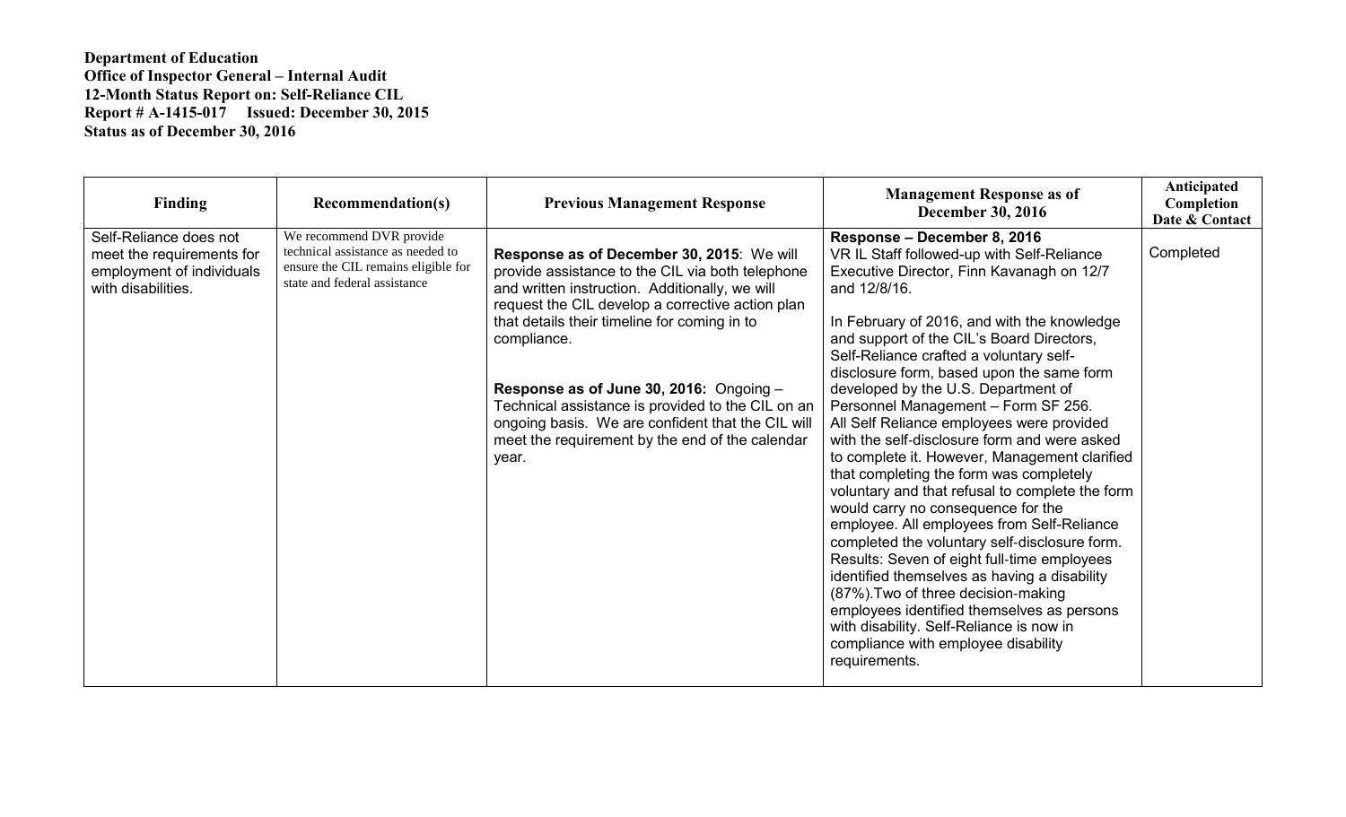**Department of Education**
**Office of Inspector General – Internal Audit**
**12-Month Status Report on: Self-Reliance CIL**
**Report # A-1415-017 Issued: December 30, 2015**
**Status as of December 30, 2016**

| Finding | Recommendation(s) | Previous Management Response | Management Response as of December 30, 2016 | Anticipated Completion Date & Contact |
|---|---|---|---|---|
| Self-Reliance does not meet the requirements for employment of individuals with disabilities. | We recommend DVR provide technical assistance as needed to ensure the CIL remains eligible for state and federal assistance | **Response as of December 30, 2015**: We will provide assistance to the CIL via both telephone and written instruction. Additionally, we will request the CIL develop a corrective action plan that details their timeline for coming in to compliance.<br><br>**Response as of June 30, 2016:** Ongoing – Technical assistance is provided to the CIL on an ongoing basis. We are confident that the CIL will meet the requirement by the end of the calendar year. | **Response – December 8, 2016**<br>VR IL Staff followed-up with Self-Reliance Executive Director, Finn Kavanagh on 12/7 and 12/8/16.<br><br>In February of 2016, and with the knowledge and support of the CIL's Board Directors, Self-Reliance crafted a voluntary self-disclosure form, based upon the same form developed by the U.S. Department of Personnel Management – Form SF 256. All Self Reliance employees were provided with the self-disclosure form and were asked to complete it. However, Management clarified that completing the form was completely voluntary and that refusal to complete the form would carry no consequence for the employee. All employees from Self-Reliance completed the voluntary self-disclosure form. Results: Seven of eight full-time employees identified themselves as having a disability (87%).Two of three decision-making employees identified themselves as persons with disability. Self-Reliance is now in compliance with employee disability requirements. | Completed |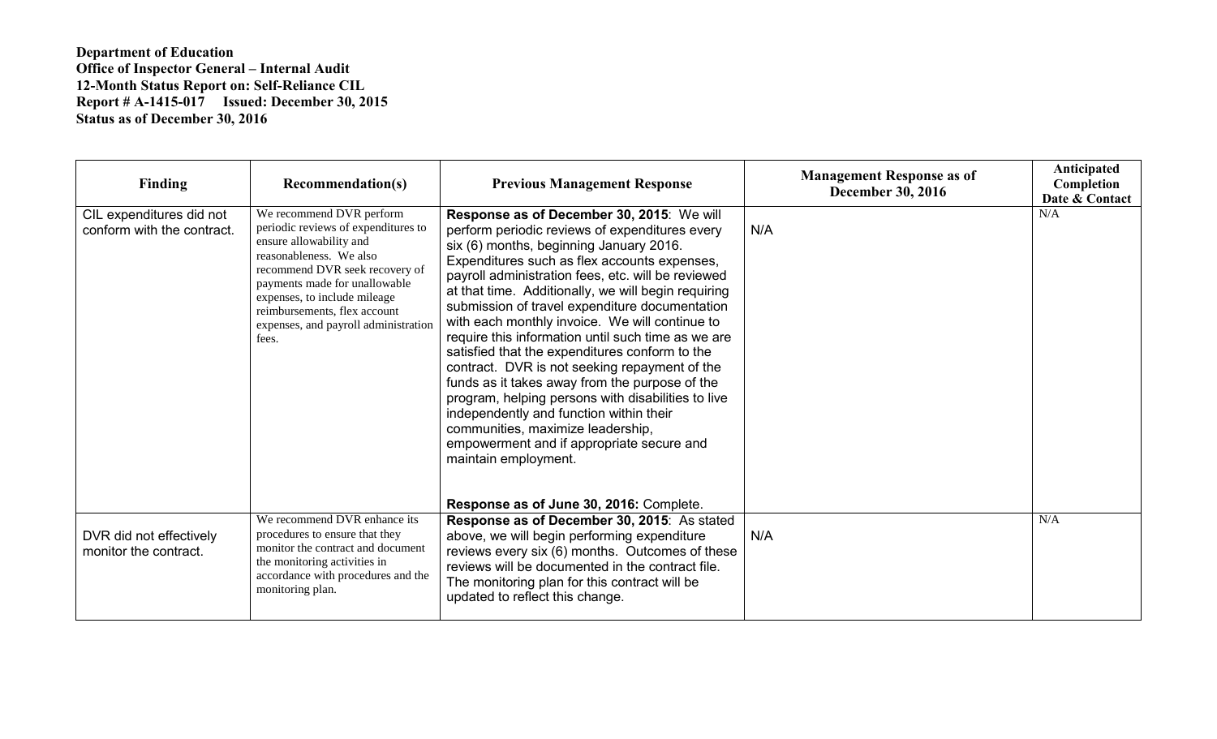**Department of Education**
**Office of Inspector General – Internal Audit**
**12-Month Status Report on: Self-Reliance CIL**
**Report # A-1415-017 Issued: December 30, 2015**
**Status as of December 30, 2016**

| Finding | Recommendation(s) | Previous Management Response | Management Response as of December 30, 2016 | Anticipated Completion Date & Contact |
|---|---|---|---|---|
| CIL expenditures did not conform with the contract. | We recommend DVR perform periodic reviews of expenditures to ensure allowability and reasonableness. We also recommend DVR seek recovery of payments made for unallowable expenses, to include mileage reimbursements, flex account expenses, and payroll administration fees. | **Response as of December 30, 2015**: We will perform periodic reviews of expenditures every six (6) months, beginning January 2016. Expenditures such as flex accounts expenses, payroll administration fees, etc. will be reviewed at that time. Additionally, we will begin requiring submission of travel expenditure documentation with each monthly invoice. We will continue to require this information until such time as we are satisfied that the expenditures conform to the contract. DVR is not seeking repayment of the funds as it takes away from the purpose of the program, helping persons with disabilities to live independently and function within their communities, maximize leadership, empowerment and if appropriate secure and maintain employment.<br><br>**Response as of June 30, 2016:** Complete. | N/A | N/A |
| DVR did not effectively monitor the contract. | We recommend DVR enhance its procedures to ensure that they monitor the contract and document the monitoring activities in accordance with procedures and the monitoring plan. | **Response as of December 30, 2015**: As stated above, we will begin performing expenditure reviews every six (6) months. Outcomes of these reviews will be documented in the contract file. The monitoring plan for this contract will be updated to reflect this change. | N/A | N/A |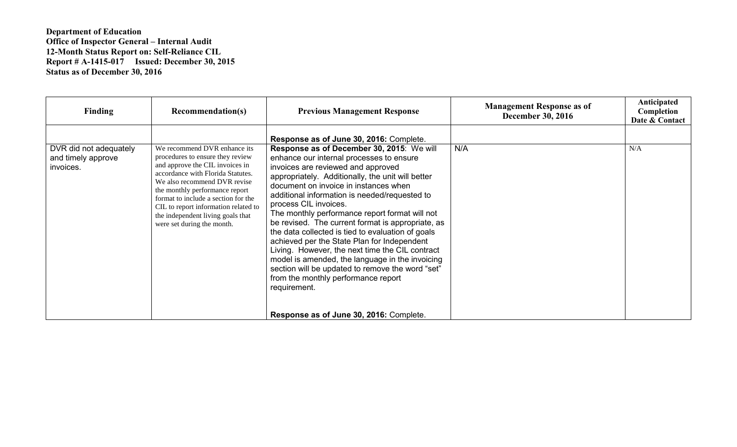**Department of Education**
**Office of Inspector General – Internal Audit**
**12-Month Status Report on: Self-Reliance CIL**
**Report # A-1415-017 Issued: December 30, 2015**
**Status as of December 30, 2016**

| Finding | Recommendation(s) | Previous Management Response | Management Response as of December 30, 2016 | Anticipated Completion Date & Contact |
|---|---|---|---|---|
| | | **Response as of June 30, 2016:** Complete. | | |
| DVR did not adequately and timely approve invoices. | We recommend DVR enhance its procedures to ensure they review and approve the CIL invoices in accordance with Florida Statutes. We also recommend DVR revise the monthly performance report format to include a section for the CIL to report information related to the independent living goals that were set during the month. | **Response as of December 30, 2015**: We will enhance our internal processes to ensure invoices are reviewed and approved appropriately. Additionally, the unit will better document on invoice in instances when additional information is needed/requested to process CIL invoices.<br>The monthly performance report format will not be revised. The current format is appropriate, as the data collected is tied to evaluation of goals achieved per the State Plan for Independent Living. However, the next time the CIL contract model is amended, the language in the invoicing section will be updated to remove the word "set" from the monthly performance report requirement.<br><br>**Response as of June 30, 2016:** Complete. | N/A | N/A |